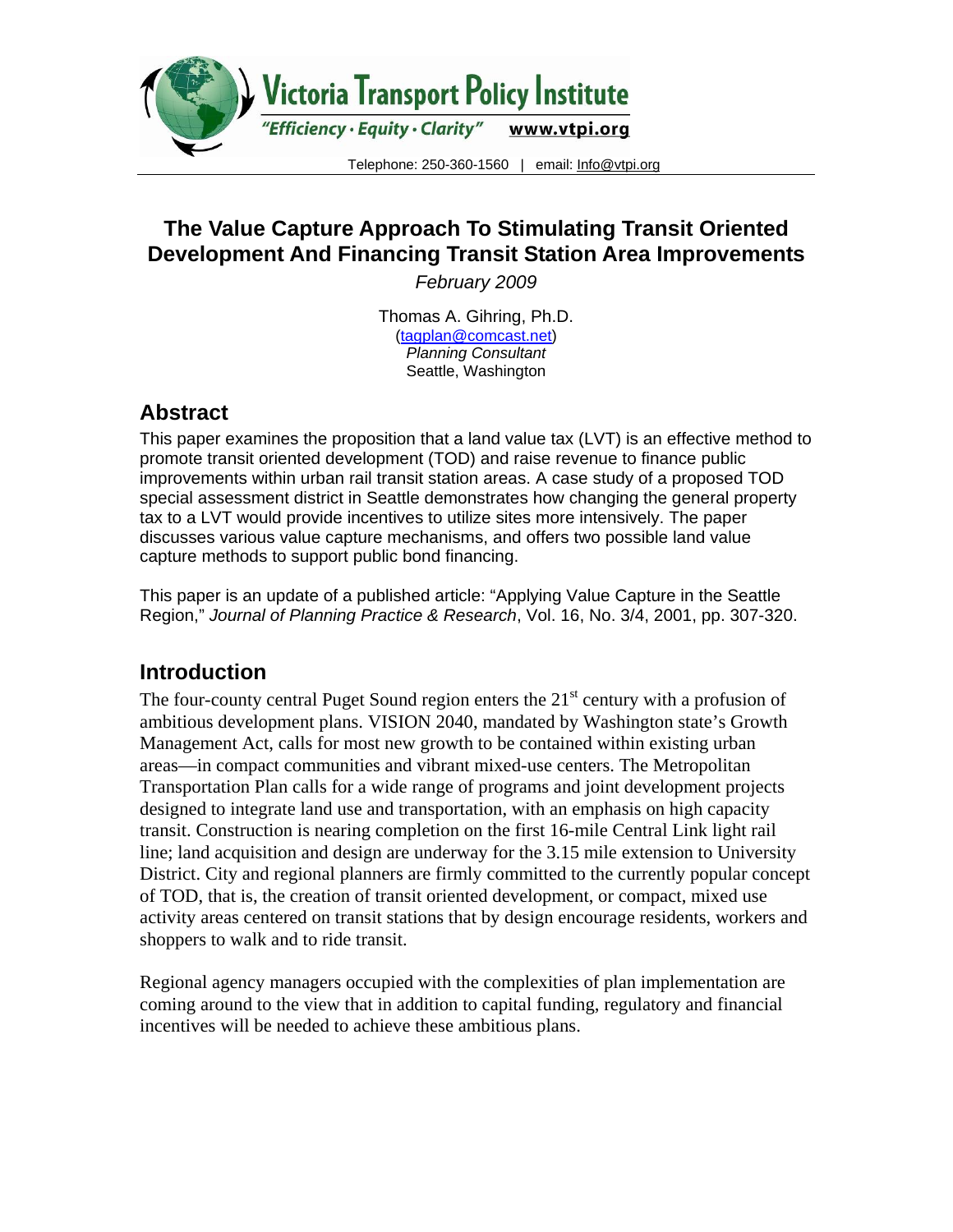Victoria Transport Policy Institute

*"Efficiency · Equity · Clarity"* www.vtpi.org

Telephone: 250-360-1560 | email: Info@vtpi.org

# The Value Capture Approach To Stimulating Transit Oriented Development And Financing Transit Station Area Improvements

*February 2009*

Thomas A. Gihring, Ph.D.
(tagplan@comcast.net)
*Planning Consultant*
Seattle, Washington

## Abstract

This paper examines the proposition that a land value tax (LVT) is an effective method to promote transit oriented development (TOD) and raise revenue to finance public improvements within urban rail transit station areas. A case study of a proposed TOD special assessment district in Seattle demonstrates how changing the general property tax to a LVT would provide incentives to utilize sites more intensively. The paper discusses various value capture mechanisms, and offers two possible land value capture methods to support public bond financing.

This paper is an update of a published article: "Applying Value Capture in the Seattle Region," *Journal of Planning Practice & Research*, Vol. 16, No. 3/4, 2001, pp. 307-320.

## Introduction

The four-county central Puget Sound region enters the 21st century with a profusion of ambitious development plans. VISION 2040, mandated by Washington state's Growth Management Act, calls for most new growth to be contained within existing urban areas—in compact communities and vibrant mixed-use centers. The Metropolitan Transportation Plan calls for a wide range of programs and joint development projects designed to integrate land use and transportation, with an emphasis on high capacity transit. Construction is nearing completion on the first 16-mile Central Link light rail line; land acquisition and design are underway for the 3.15 mile extension to University District. City and regional planners are firmly committed to the currently popular concept of TOD, that is, the creation of transit oriented development, or compact, mixed use activity areas centered on transit stations that by design encourage residents, workers and shoppers to walk and to ride transit.

Regional agency managers occupied with the complexities of plan implementation are coming around to the view that in addition to capital funding, regulatory and financial incentives will be needed to achieve these ambitious plans.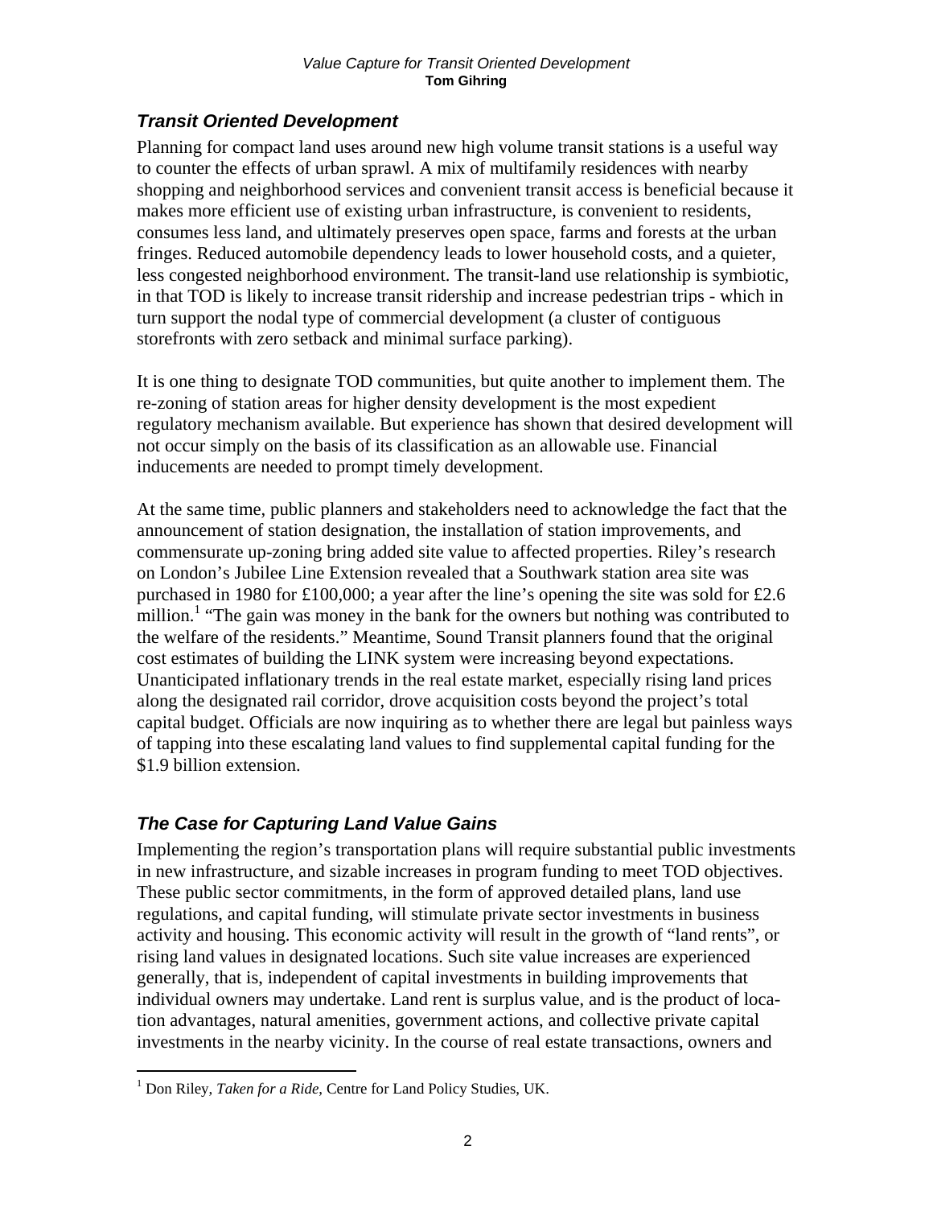## *Transit Oriented Development*

Planning for compact land uses around new high volume transit stations is a useful way to counter the effects of urban sprawl. A mix of multifamily residences with nearby shopping and neighborhood services and convenient transit access is beneficial because it makes more efficient use of existing urban infrastructure, is convenient to residents, consumes less land, and ultimately preserves open space, farms and forests at the urban fringes. Reduced automobile dependency leads to lower household costs, and a quieter, less congested neighborhood environment. The transit-land use relationship is symbiotic, in that TOD is likely to increase transit ridership and increase pedestrian trips - which in turn support the nodal type of commercial development (a cluster of contiguous storefronts with zero setback and minimal surface parking).

It is one thing to designate TOD communities, but quite another to implement them. The re-zoning of station areas for higher density development is the most expedient regulatory mechanism available. But experience has shown that desired development will not occur simply on the basis of its classification as an allowable use. Financial inducements are needed to prompt timely development.

At the same time, public planners and stakeholders need to acknowledge the fact that the announcement of station designation, the installation of station improvements, and commensurate up-zoning bring added site value to affected properties. Riley's research on London's Jubilee Line Extension revealed that a Southwark station area site was purchased in 1980 for £100,000; a year after the line's opening the site was sold for £2.6 million.[1] "The gain was money in the bank for the owners but nothing was contributed to the welfare of the residents." Meantime, Sound Transit planners found that the original cost estimates of building the LINK system were increasing beyond expectations. Unanticipated inflationary trends in the real estate market, especially rising land prices along the designated rail corridor, drove acquisition costs beyond the project's total capital budget. Officials are now inquiring as to whether there are legal but painless ways of tapping into these escalating land values to find supplemental capital funding for the $1.9 billion extension.

## *The Case for Capturing Land Value Gains*

Implementing the region's transportation plans will require substantial public investments in new infrastructure, and sizable increases in program funding to meet TOD objectives. These public sector commitments, in the form of approved detailed plans, land use regulations, and capital funding, will stimulate private sector investments in business activity and housing. This economic activity will result in the growth of "land rents", or rising land values in designated locations. Such site value increases are experienced generally, that is, independent of capital investments in building improvements that individual owners may undertake. Land rent is surplus value, and is the product of location advantages, natural amenities, government actions, and collective private capital investments in the nearby vicinity. In the course of real estate transactions, owners and

---

[1] Don Riley, *Taken for a Ride*, Centre for Land Policy Studies, UK.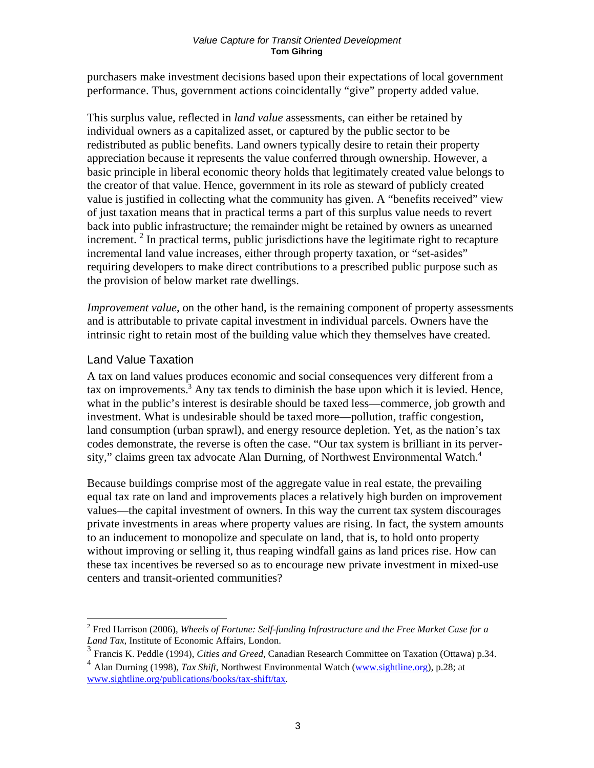purchasers make investment decisions based upon their expectations of local government performance. Thus, government actions coincidentally "give" property added value.

This surplus value, reflected in *land value* assessments, can either be retained by individual owners as a capitalized asset, or captured by the public sector to be redistributed as public benefits. Land owners typically desire to retain their property appreciation because it represents the value conferred through ownership. However, a basic principle in liberal economic theory holds that legitimately created value belongs to the creator of that value. Hence, government in its role as steward of publicly created value is justified in collecting what the community has given. A "benefits received" view of just taxation means that in practical terms a part of this surplus value needs to revert back into public infrastructure; the remainder might be retained by owners as unearned increment. [2] In practical terms, public jurisdictions have the legitimate right to recapture incremental land value increases, either through property taxation, or "set-asides" requiring developers to make direct contributions to a prescribed public purpose such as the provision of below market rate dwellings.

*Improvement value*, on the other hand, is the remaining component of property assessments and is attributable to private capital investment in individual parcels. Owners have the intrinsic right to retain most of the building value which they themselves have created.

## Land Value Taxation

A tax on land values produces economic and social consequences very different from a tax on improvements.[3] Any tax tends to diminish the base upon which it is levied. Hence, what in the public's interest is desirable should be taxed less—commerce, job growth and investment. What is undesirable should be taxed more—pollution, traffic congestion, land consumption (urban sprawl), and energy resource depletion. Yet, as the nation's tax codes demonstrate, the reverse is often the case. "Our tax system is brilliant in its perversity," claims green tax advocate Alan Durning, of Northwest Environmental Watch.[4]

Because buildings comprise most of the aggregate value in real estate, the prevailing equal tax rate on land and improvements places a relatively high burden on improvement values—the capital investment of owners. In this way the current tax system discourages private investments in areas where property values are rising. In fact, the system amounts to an inducement to monopolize and speculate on land, that is, to hold onto property without improving or selling it, thus reaping windfall gains as land prices rise. How can these tax incentives be reversed so as to encourage new private investment in mixed-use centers and transit-oriented communities?

---

[2] Fred Harrison (2006), *Wheels of Fortune: Self-funding Infrastructure and the Free Market Case for a Land Tax*, Institute of Economic Affairs, London.

[3] Francis K. Peddle (1994), *Cities and Greed*, Canadian Research Committee on Taxation (Ottawa) p.34.

[4] Alan Durning (1998), *Tax Shift*, Northwest Environmental Watch (www.sightline.org), p.28; at www.sightline.org/publications/books/tax-shift/tax.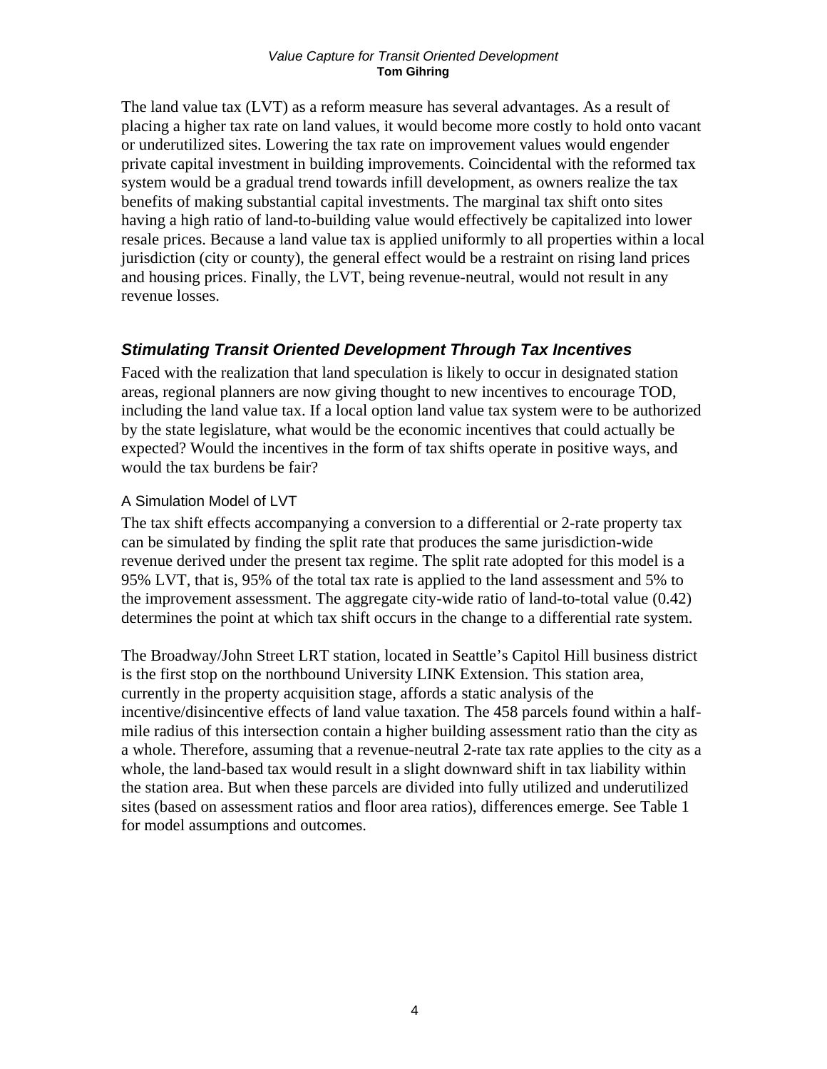The land value tax (LVT) as a reform measure has several advantages. As a result of placing a higher tax rate on land values, it would become more costly to hold onto vacant or underutilized sites. Lowering the tax rate on improvement values would engender private capital investment in building improvements. Coincidental with the reformed tax system would be a gradual trend towards infill development, as owners realize the tax benefits of making substantial capital investments. The marginal tax shift onto sites having a high ratio of land-to-building value would effectively be capitalized into lower resale prices. Because a land value tax is applied uniformly to all properties within a local jurisdiction (city or county), the general effect would be a restraint on rising land prices and housing prices. Finally, the LVT, being revenue-neutral, would not result in any revenue losses.

## *Stimulating Transit Oriented Development Through Tax Incentives*

Faced with the realization that land speculation is likely to occur in designated station areas, regional planners are now giving thought to new incentives to encourage TOD, including the land value tax. If a local option land value tax system were to be authorized by the state legislature, what would be the economic incentives that could actually be expected? Would the incentives in the form of tax shifts operate in positive ways, and would the tax burdens be fair?

### A Simulation Model of LVT

The tax shift effects accompanying a conversion to a differential or 2-rate property tax can be simulated by finding the split rate that produces the same jurisdiction-wide revenue derived under the present tax regime. The split rate adopted for this model is a 95% LVT, that is, 95% of the total tax rate is applied to the land assessment and 5% to the improvement assessment. The aggregate city-wide ratio of land-to-total value (0.42) determines the point at which tax shift occurs in the change to a differential rate system.

The Broadway/John Street LRT station, located in Seattle's Capitol Hill business district is the first stop on the northbound University LINK Extension. This station area, currently in the property acquisition stage, affords a static analysis of the incentive/disincentive effects of land value taxation. The 458 parcels found within a half-mile radius of this intersection contain a higher building assessment ratio than the city as a whole. Therefore, assuming that a revenue-neutral 2-rate tax rate applies to the city as a whole, the land-based tax would result in a slight downward shift in tax liability within the station area. But when these parcels are divided into fully utilized and underutilized sites (based on assessment ratios and floor area ratios), differences emerge. See Table 1 for model assumptions and outcomes.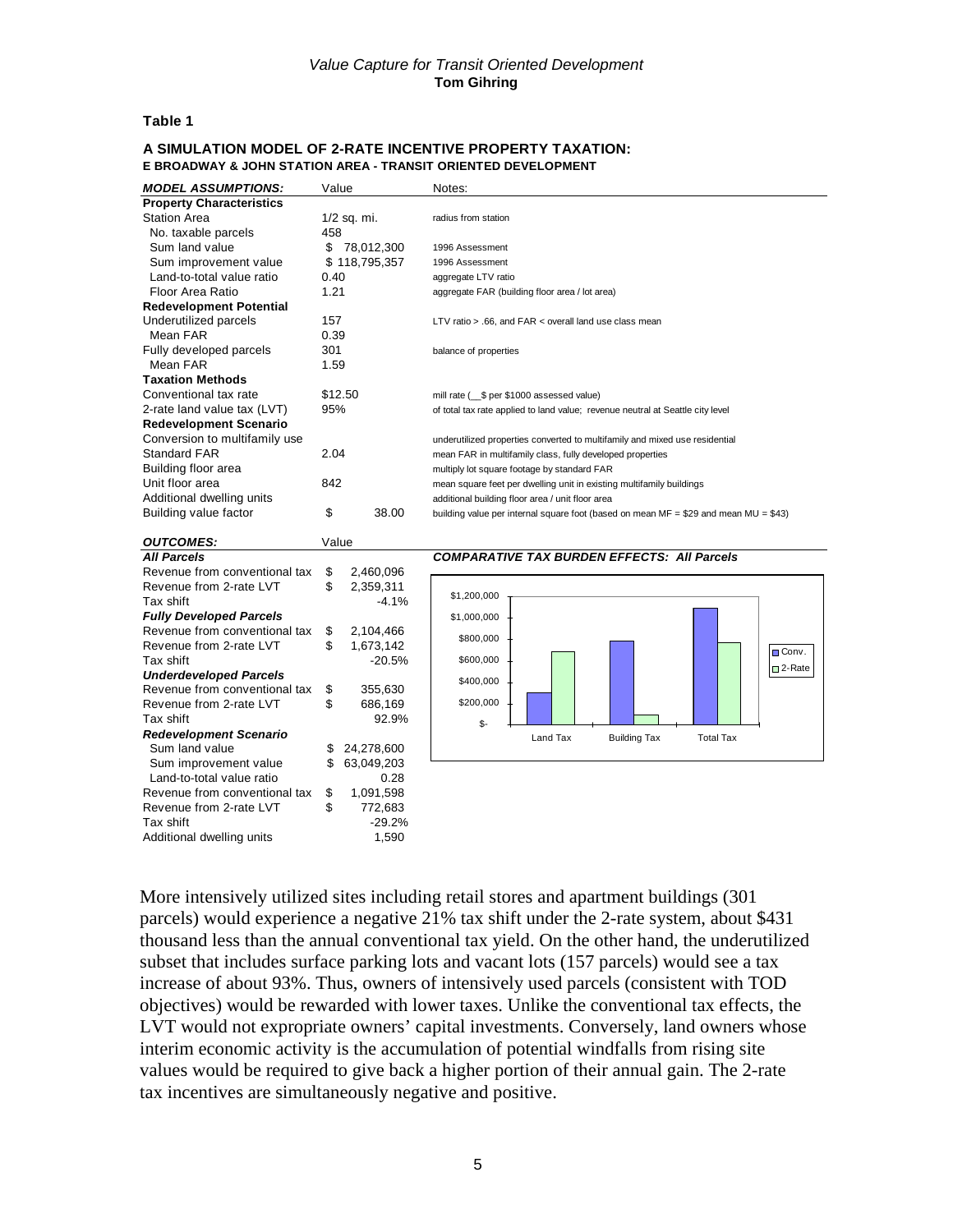**Table 1**

**A SIMULATION MODEL OF 2-RATE INCENTIVE PROPERTY TAXATION:**
**E BROADWAY & JOHN STATION AREA - TRANSIT ORIENTED DEVELOPMENT**

| ***MODEL ASSUMPTIONS:*** | Value | Notes: |
|---|---|---|
| **Property Characteristics** | | |
| Station Area | 1/2 sq. mi. | radius from station |
| No. taxable parcels | 458 | |
| Sum land value | $ 78,012,300 | 1996 Assessment |
| Sum improvement value | $ 118,795,357 | 1996 Assessment |
| Land-to-total value ratio | 0.40 | aggregate LTV ratio |
| Floor Area Ratio | 1.21 | aggregate FAR (building floor area / lot area) |
| **Redevelopment Potential** | | |
| Underutilized parcels | 157 | LTV ratio > .66, and FAR < overall land use class mean |
| Mean FAR | 0.39 | |
| Fully developed parcels | 301 | balance of properties |
| Mean FAR | 1.59 | |
| **Taxation Methods** | | |
| Conventional tax rate | $12.50 | mill rate (__$ per $1000 assessed value) |
| 2-rate land value tax (LVT) | 95% | of total tax rate applied to land value; revenue neutral at Seattle city level |
| **Redevelopment Scenario** | | |
| Conversion to multifamily use | | underutilized properties converted to multifamily and mixed use residential |
| Standard FAR | 2.04 | mean FAR in multifamily class, fully developed properties |
| Building floor area | | multiply lot square footage by standard FAR |
| Unit floor area | 842 | mean square feet per dwelling unit in existing multifamily buildings |
| Additional dwelling units | | additional building floor area / unit floor area |
| Building value factor | $ 38.00 | building value per internal square foot (based on mean MF = $29 and mean MU = $43) |

| ***OUTCOMES:*** | Value |
|---|---|
| ***All Parcels*** | |
| Revenue from conventional tax | $ 2,460,096 |
| Revenue from 2-rate LVT | $ 2,359,311 |
| Tax shift | -4.1% |
| ***Fully Developed Parcels*** | |
| Revenue from conventional tax | $ 2,104,466 |
| Revenue from 2-rate LVT | $ 1,673,142 |
| Tax shift | -20.5% |
| ***Underdeveloped Parcels*** | |
| Revenue from conventional tax | $ 355,630 |
| Revenue from 2-rate LVT | $ 686,169 |
| Tax shift | 92.9% |
| ***Redevelopment Scenario*** | |
| Sum land value | $ 24,278,600 |
| Sum improvement value | $ 63,049,203 |
| Land-to-total value ratio | 0.28 |
| Revenue from conventional tax | $ 1,091,598 |
| Revenue from 2-rate LVT | $ 772,683 |
| Tax shift | -29.2% |
| Additional dwelling units | 1,590 |

***COMPARATIVE TAX BURDEN EFFECTS: All Parcels***

More intensively utilized sites including retail stores and apartment buildings (301 parcels) would experience a negative 21% tax shift under the 2-rate system, about $431 thousand less than the annual conventional tax yield. On the other hand, the underutilized subset that includes surface parking lots and vacant lots (157 parcels) would see a tax increase of about 93%. Thus, owners of intensively used parcels (consistent with TOD objectives) would be rewarded with lower taxes. Unlike the conventional tax effects, the LVT would not expropriate owners' capital investments. Conversely, land owners whose interim economic activity is the accumulation of potential windfalls from rising site values would be required to give back a higher portion of their annual gain. The 2-rate tax incentives are simultaneously negative and positive.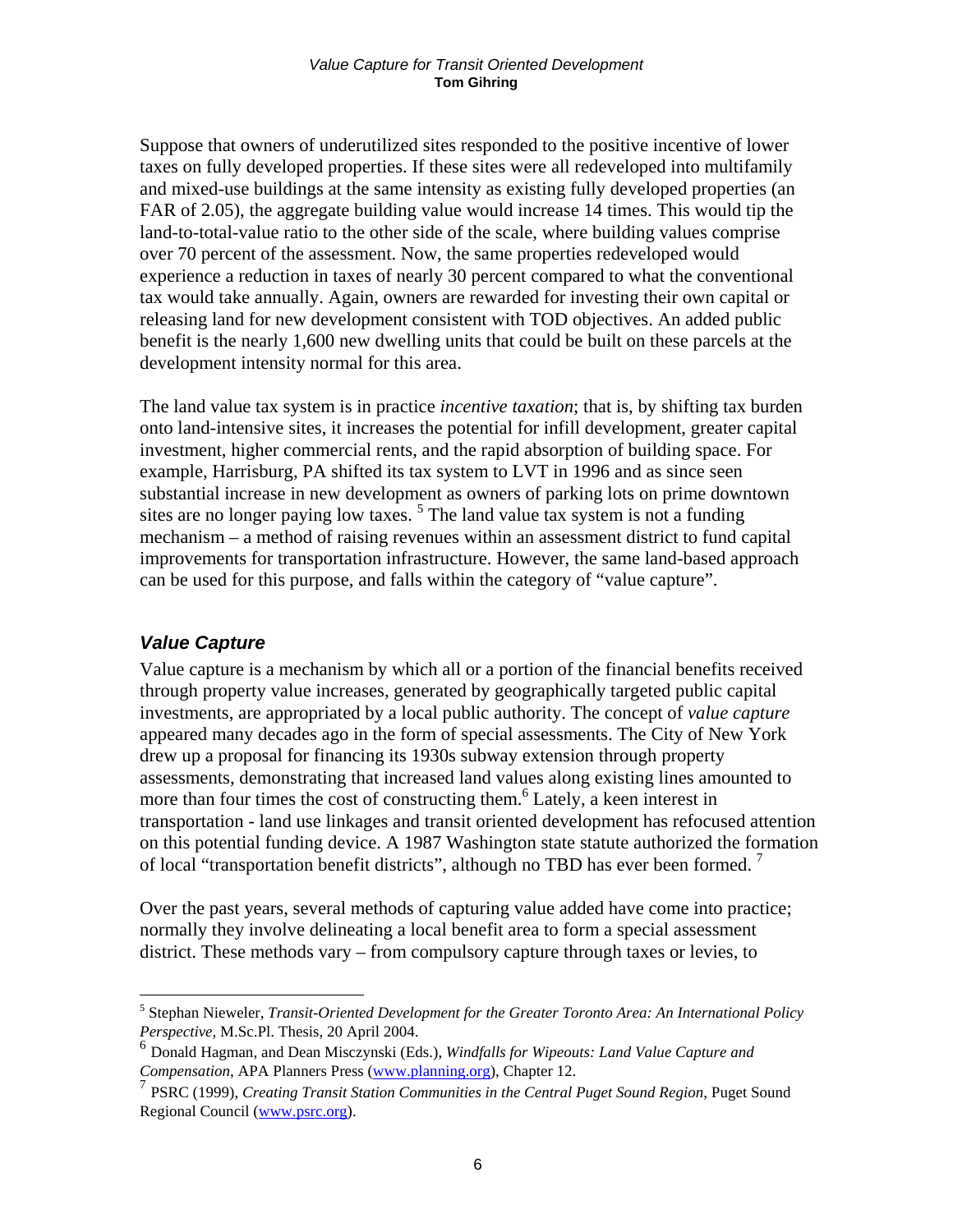Suppose that owners of underutilized sites responded to the positive incentive of lower taxes on fully developed properties. If these sites were all redeveloped into multifamily and mixed-use buildings at the same intensity as existing fully developed properties (an FAR of 2.05), the aggregate building value would increase 14 times. This would tip the land-to-total-value ratio to the other side of the scale, where building values comprise over 70 percent of the assessment. Now, the same properties redeveloped would experience a reduction in taxes of nearly 30 percent compared to what the conventional tax would take annually. Again, owners are rewarded for investing their own capital or releasing land for new development consistent with TOD objectives. An added public benefit is the nearly 1,600 new dwelling units that could be built on these parcels at the development intensity normal for this area.

The land value tax system is in practice *incentive taxation*; that is, by shifting tax burden onto land-intensive sites, it increases the potential for infill development, greater capital investment, higher commercial rents, and the rapid absorption of building space. For example, Harrisburg, PA shifted its tax system to LVT in 1996 and as since seen substantial increase in new development as owners of parking lots on prime downtown sites are no longer paying low taxes. [5] The land value tax system is not a funding mechanism – a method of raising revenues within an assessment district to fund capital improvements for transportation infrastructure. However, the same land-based approach can be used for this purpose, and falls within the category of "value capture".

### *Value Capture*

Value capture is a mechanism by which all or a portion of the financial benefits received through property value increases, generated by geographically targeted public capital investments, are appropriated by a local public authority. The concept of *value capture* appeared many decades ago in the form of special assessments. The City of New York drew up a proposal for financing its 1930s subway extension through property assessments, demonstrating that increased land values along existing lines amounted to more than four times the cost of constructing them.[6] Lately, a keen interest in transportation - land use linkages and transit oriented development has refocused attention on this potential funding device. A 1987 Washington state statute authorized the formation of local "transportation benefit districts", although no TBD has ever been formed. [7]

Over the past years, several methods of capturing value added have come into practice; normally they involve delineating a local benefit area to form a special assessment district. These methods vary – from compulsory capture through taxes or levies, to

---

[5] Stephan Nieweler, *Transit-Oriented Development for the Greater Toronto Area: An International Policy Perspective*, M.Sc.Pl. Thesis, 20 April 2004.

[6] Donald Hagman, and Dean Misczynski (Eds.), *Windfalls for Wipeouts: Land Value Capture and Compensation*, APA Planners Press (www.planning.org), Chapter 12.

[7] PSRC (1999), *Creating Transit Station Communities in the Central Puget Sound Region*, Puget Sound Regional Council (www.psrc.org).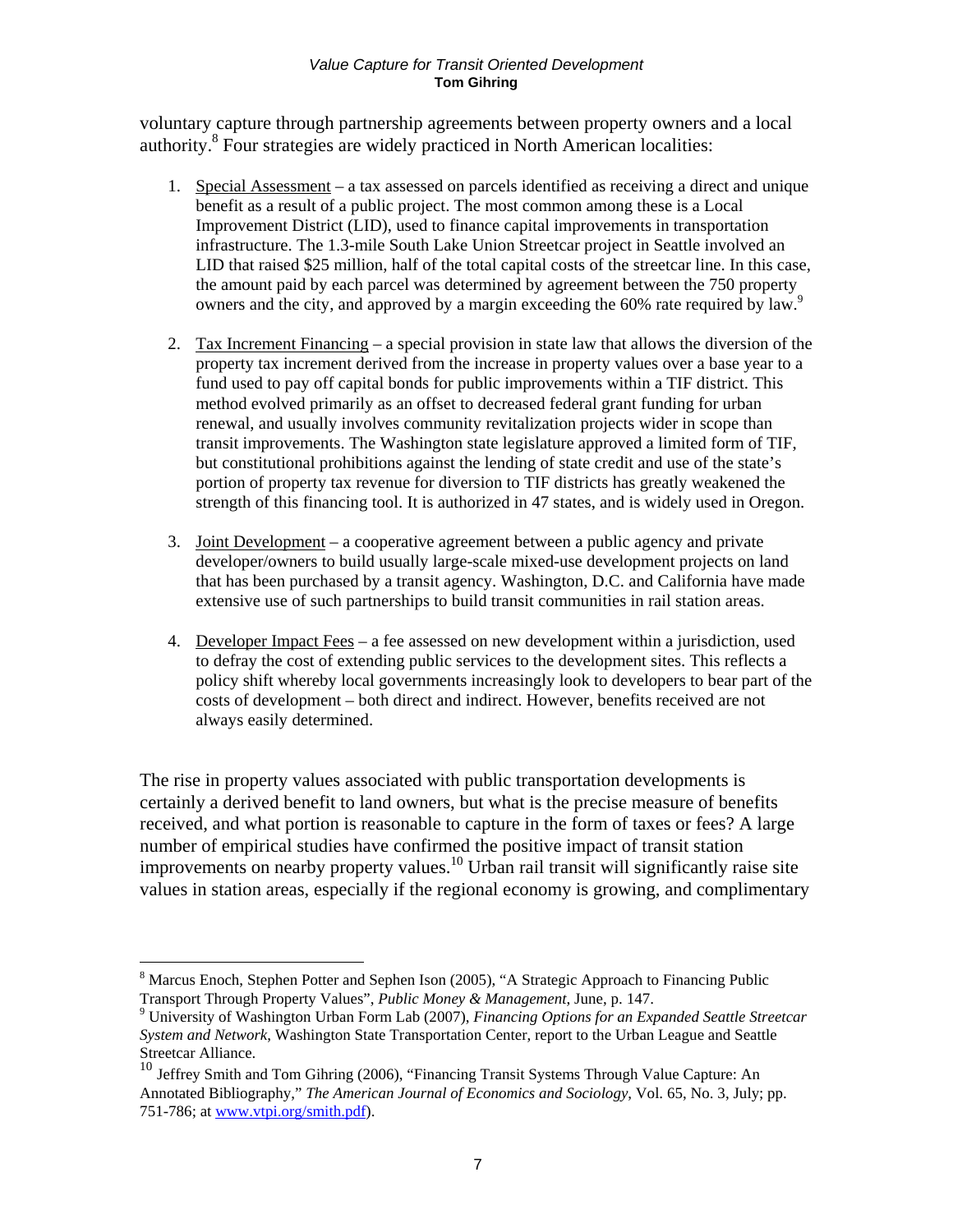voluntary capture through partnership agreements between property owners and a local authority.[8] Four strategies are widely practiced in North American localities:

1. Special Assessment – a tax assessed on parcels identified as receiving a direct and unique benefit as a result of a public project. The most common among these is a Local Improvement District (LID), used to finance capital improvements in transportation infrastructure. The 1.3-mile South Lake Union Streetcar project in Seattle involved an LID that raised $25 million, half of the total capital costs of the streetcar line. In this case, the amount paid by each parcel was determined by agreement between the 750 property owners and the city, and approved by a margin exceeding the 60% rate required by law.[9]

2. Tax Increment Financing – a special provision in state law that allows the diversion of the property tax increment derived from the increase in property values over a base year to a fund used to pay off capital bonds for public improvements within a TIF district. This method evolved primarily as an offset to decreased federal grant funding for urban renewal, and usually involves community revitalization projects wider in scope than transit improvements. The Washington state legislature approved a limited form of TIF, but constitutional prohibitions against the lending of state credit and use of the state's portion of property tax revenue for diversion to TIF districts has greatly weakened the strength of this financing tool. It is authorized in 47 states, and is widely used in Oregon.

3. Joint Development – a cooperative agreement between a public agency and private developer/owners to build usually large-scale mixed-use development projects on land that has been purchased by a transit agency. Washington, D.C. and California have made extensive use of such partnerships to build transit communities in rail station areas.

4. Developer Impact Fees – a fee assessed on new development within a jurisdiction, used to defray the cost of extending public services to the development sites. This reflects a policy shift whereby local governments increasingly look to developers to bear part of the costs of development – both direct and indirect. However, benefits received are not always easily determined.

The rise in property values associated with public transportation developments is certainly a derived benefit to land owners, but what is the precise measure of benefits received, and what portion is reasonable to capture in the form of taxes or fees? A large number of empirical studies have confirmed the positive impact of transit station improvements on nearby property values.[10] Urban rail transit will significantly raise site values in station areas, especially if the regional economy is growing, and complimentary

---

[8] Marcus Enoch, Stephen Potter and Sephen Ison (2005), "A Strategic Approach to Financing Public Transport Through Property Values", *Public Money & Management*, June, p. 147.

[9] University of Washington Urban Form Lab (2007), *Financing Options for an Expanded Seattle Streetcar System and Network*, Washington State Transportation Center, report to the Urban League and Seattle Streetcar Alliance.

[10] Jeffrey Smith and Tom Gihring (2006), "Financing Transit Systems Through Value Capture: An Annotated Bibliography," *The American Journal of Economics and Sociology*, Vol. 65, No. 3, July; pp. 751-786; at www.vtpi.org/smith.pdf).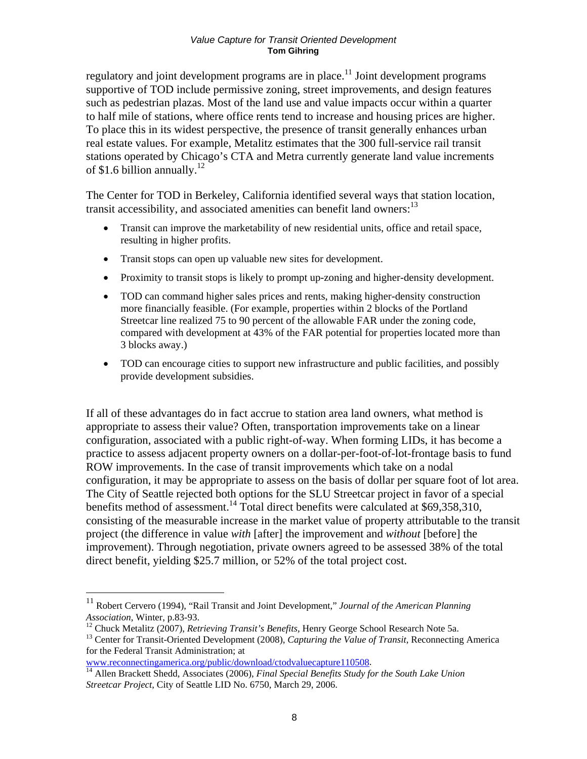regulatory and joint development programs are in place.[11] Joint development programs supportive of TOD include permissive zoning, street improvements, and design features such as pedestrian plazas. Most of the land use and value impacts occur within a quarter to half mile of stations, where office rents tend to increase and housing prices are higher. To place this in its widest perspective, the presence of transit generally enhances urban real estate values. For example, Metalitz estimates that the 300 full-service rail transit stations operated by Chicago's CTA and Metra currently generate land value increments of $1.6 billion annually.[12]

The Center for TOD in Berkeley, California identified several ways that station location, transit accessibility, and associated amenities can benefit land owners:[13]

- Transit can improve the marketability of new residential units, office and retail space, resulting in higher profits.
- Transit stops can open up valuable new sites for development.
- Proximity to transit stops is likely to prompt up-zoning and higher-density development.
- TOD can command higher sales prices and rents, making higher-density construction more financially feasible. (For example, properties within 2 blocks of the Portland Streetcar line realized 75 to 90 percent of the allowable FAR under the zoning code, compared with development at 43% of the FAR potential for properties located more than 3 blocks away.)
- TOD can encourage cities to support new infrastructure and public facilities, and possibly provide development subsidies.

If all of these advantages do in fact accrue to station area land owners, what method is appropriate to assess their value? Often, transportation improvements take on a linear configuration, associated with a public right-of-way. When forming LIDs, it has become a practice to assess adjacent property owners on a dollar-per-foot-of-lot-frontage basis to fund ROW improvements. In the case of transit improvements which take on a nodal configuration, it may be appropriate to assess on the basis of dollar per square foot of lot area. The City of Seattle rejected both options for the SLU Streetcar project in favor of a special benefits method of assessment.[14] Total direct benefits were calculated at $69,358,310, consisting of the measurable increase in the market value of property attributable to the transit project (the difference in value *with* [after] the improvement and *without* [before] the improvement). Through negotiation, private owners agreed to be assessed 38% of the total direct benefit, yielding $25.7 million, or 52% of the total project cost.

---

[11] Robert Cervero (1994), "Rail Transit and Joint Development," *Journal of the American Planning Association*, Winter, p.83-93.

[12] Chuck Metalitz (2007), *Retrieving Transit's Benefits*, Henry George School Research Note 5a.

[13] Center for Transit-Oriented Development (2008), *Capturing the Value of Transit*, Reconnecting America for the Federal Transit Administration; at www.reconnectingamerica.org/public/download/ctodvaluecapture110508.

[14] Allen Brackett Shedd, Associates (2006), *Final Special Benefits Study for the South Lake Union Streetcar Project*, City of Seattle LID No. 6750, March 29, 2006.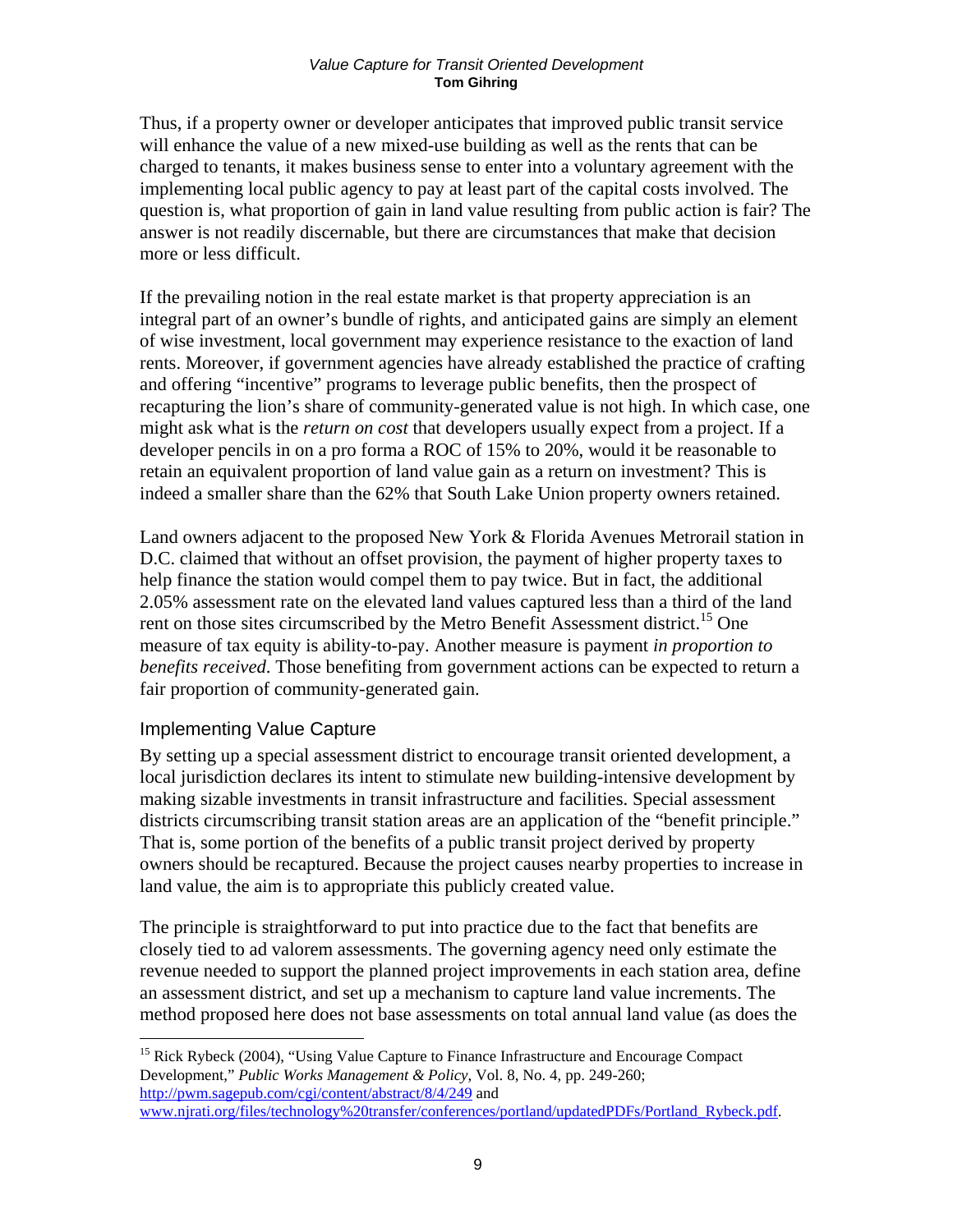Thus, if a property owner or developer anticipates that improved public transit service will enhance the value of a new mixed-use building as well as the rents that can be charged to tenants, it makes business sense to enter into a voluntary agreement with the implementing local public agency to pay at least part of the capital costs involved. The question is, what proportion of gain in land value resulting from public action is fair? The answer is not readily discernable, but there are circumstances that make that decision more or less difficult.

If the prevailing notion in the real estate market is that property appreciation is an integral part of an owner's bundle of rights, and anticipated gains are simply an element of wise investment, local government may experience resistance to the exaction of land rents. Moreover, if government agencies have already established the practice of crafting and offering "incentive" programs to leverage public benefits, then the prospect of recapturing the lion's share of community-generated value is not high. In which case, one might ask what is the *return on cost* that developers usually expect from a project. If a developer pencils in on a pro forma a ROC of 15% to 20%, would it be reasonable to retain an equivalent proportion of land value gain as a return on investment? This is indeed a smaller share than the 62% that South Lake Union property owners retained.

Land owners adjacent to the proposed New York & Florida Avenues Metrorail station in D.C. claimed that without an offset provision, the payment of higher property taxes to help finance the station would compel them to pay twice. But in fact, the additional 2.05% assessment rate on the elevated land values captured less than a third of the land rent on those sites circumscribed by the Metro Benefit Assessment district.[15] One measure of tax equity is ability-to-pay. Another measure is payment *in proportion to benefits received*. Those benefiting from government actions can be expected to return a fair proportion of community-generated gain.

## Implementing Value Capture

By setting up a special assessment district to encourage transit oriented development, a local jurisdiction declares its intent to stimulate new building-intensive development by making sizable investments in transit infrastructure and facilities. Special assessment districts circumscribing transit station areas are an application of the "benefit principle." That is, some portion of the benefits of a public transit project derived by property owners should be recaptured. Because the project causes nearby properties to increase in land value, the aim is to appropriate this publicly created value.

The principle is straightforward to put into practice due to the fact that benefits are closely tied to ad valorem assessments. The governing agency need only estimate the revenue needed to support the planned project improvements in each station area, define an assessment district, and set up a mechanism to capture land value increments. The method proposed here does not base assessments on total annual land value (as does the

---

[15] Rick Rybeck (2004), "Using Value Capture to Finance Infrastructure and Encourage Compact Development," *Public Works Management & Policy*, Vol. 8, No. 4, pp. 249-260; http://pwm.sagepub.com/cgi/content/abstract/8/4/249 and www.njrati.org/files/technology%20transfer/conferences/portland/updatedPDFs/Portland_Rybeck.pdf.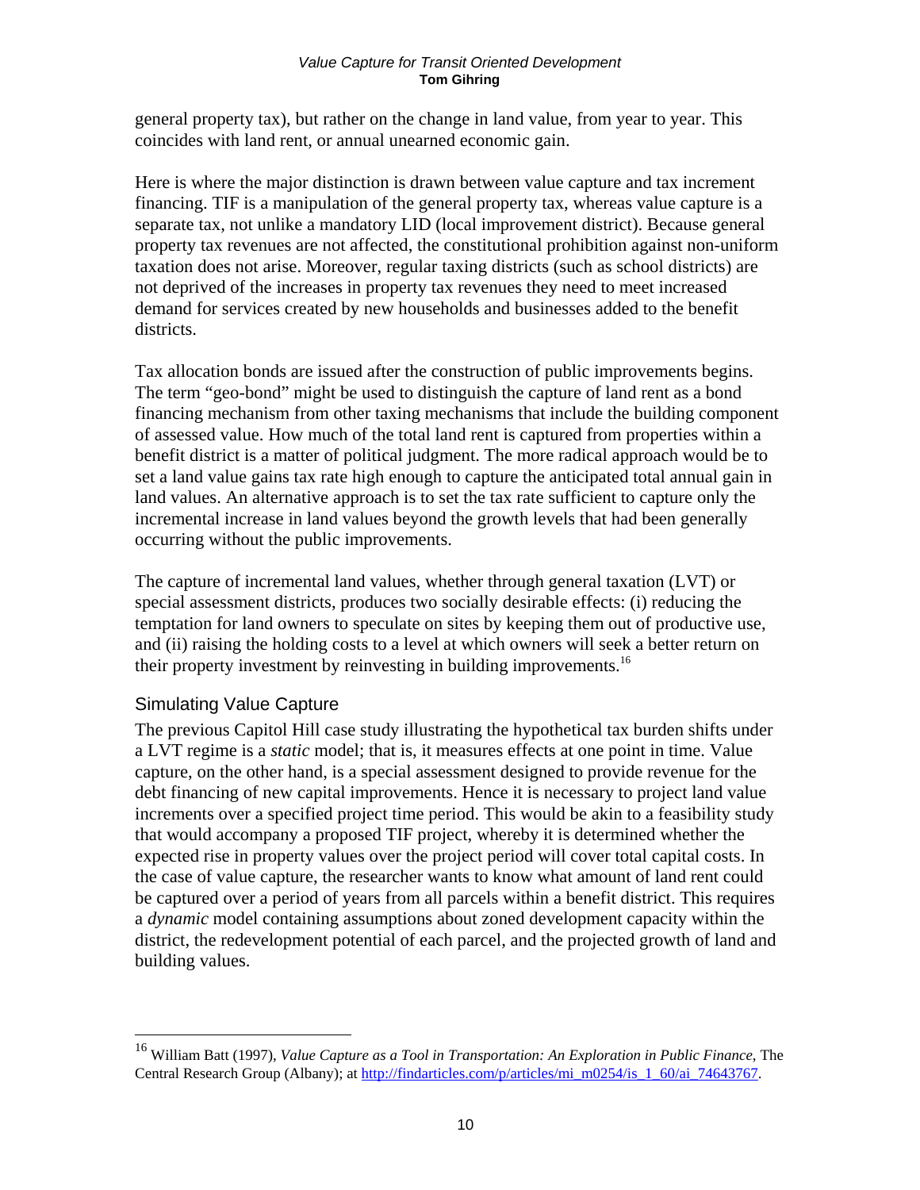general property tax), but rather on the change in land value, from year to year. This coincides with land rent, or annual unearned economic gain.

Here is where the major distinction is drawn between value capture and tax increment financing. TIF is a manipulation of the general property tax, whereas value capture is a separate tax, not unlike a mandatory LID (local improvement district). Because general property tax revenues are not affected, the constitutional prohibition against non-uniform taxation does not arise. Moreover, regular taxing districts (such as school districts) are not deprived of the increases in property tax revenues they need to meet increased demand for services created by new households and businesses added to the benefit districts.

Tax allocation bonds are issued after the construction of public improvements begins. The term "geo-bond" might be used to distinguish the capture of land rent as a bond financing mechanism from other taxing mechanisms that include the building component of assessed value. How much of the total land rent is captured from properties within a benefit district is a matter of political judgment. The more radical approach would be to set a land value gains tax rate high enough to capture the anticipated total annual gain in land values. An alternative approach is to set the tax rate sufficient to capture only the incremental increase in land values beyond the growth levels that had been generally occurring without the public improvements.

The capture of incremental land values, whether through general taxation (LVT) or special assessment districts, produces two socially desirable effects: (i) reducing the temptation for land owners to speculate on sites by keeping them out of productive use, and (ii) raising the holding costs to a level at which owners will seek a better return on their property investment by reinvesting in building improvements.[16]

## Simulating Value Capture

The previous Capitol Hill case study illustrating the hypothetical tax burden shifts under a LVT regime is a *static* model; that is, it measures effects at one point in time. Value capture, on the other hand, is a special assessment designed to provide revenue for the debt financing of new capital improvements. Hence it is necessary to project land value increments over a specified project time period. This would be akin to a feasibility study that would accompany a proposed TIF project, whereby it is determined whether the expected rise in property values over the project period will cover total capital costs. In the case of value capture, the researcher wants to know what amount of land rent could be captured over a period of years from all parcels within a benefit district. This requires a *dynamic* model containing assumptions about zoned development capacity within the district, the redevelopment potential of each parcel, and the projected growth of land and building values.

---

[16] William Batt (1997), *Value Capture as a Tool in Transportation: An Exploration in Public Finance*, The Central Research Group (Albany); at http://findarticles.com/p/articles/mi_m0254/is_1_60/ai_74643767.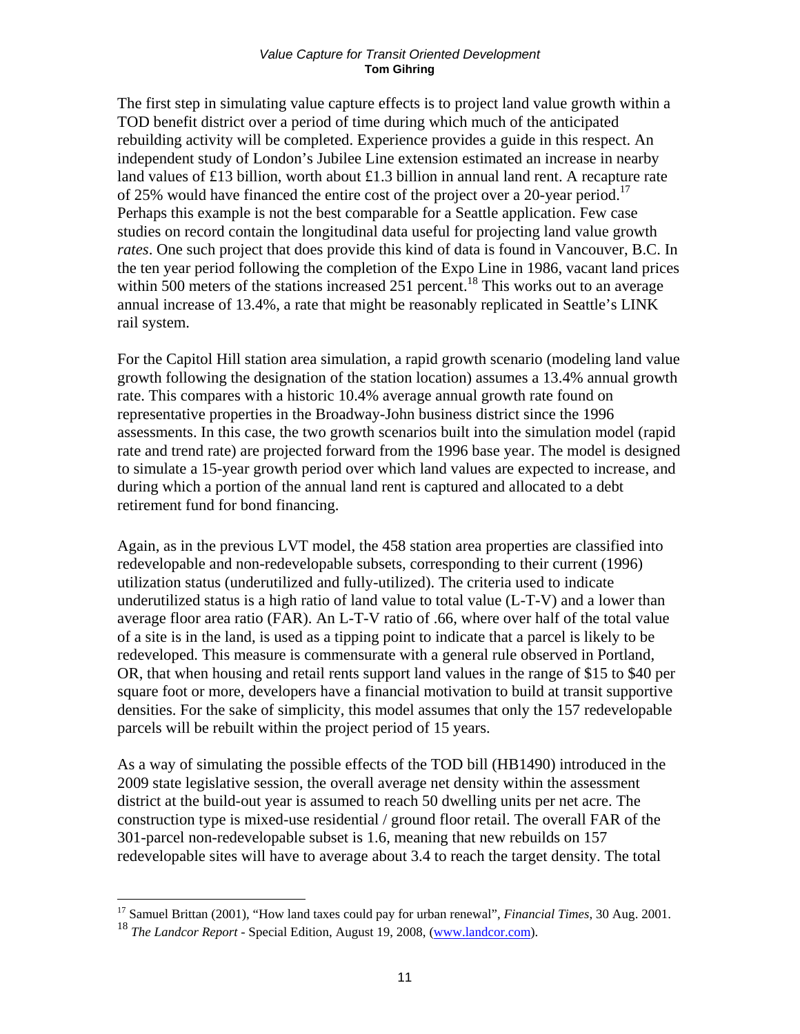The first step in simulating value capture effects is to project land value growth within a TOD benefit district over a period of time during which much of the anticipated rebuilding activity will be completed. Experience provides a guide in this respect. An independent study of London's Jubilee Line extension estimated an increase in nearby land values of £13 billion, worth about £1.3 billion in annual land rent. A recapture rate of 25% would have financed the entire cost of the project over a 20-year period.[17] Perhaps this example is not the best comparable for a Seattle application. Few case studies on record contain the longitudinal data useful for projecting land value growth *rates*. One such project that does provide this kind of data is found in Vancouver, B.C. In the ten year period following the completion of the Expo Line in 1986, vacant land prices within 500 meters of the stations increased 251 percent.[18] This works out to an average annual increase of 13.4%, a rate that might be reasonably replicated in Seattle's LINK rail system.

For the Capitol Hill station area simulation, a rapid growth scenario (modeling land value growth following the designation of the station location) assumes a 13.4% annual growth rate. This compares with a historic 10.4% average annual growth rate found on representative properties in the Broadway-John business district since the 1996 assessments. In this case, the two growth scenarios built into the simulation model (rapid rate and trend rate) are projected forward from the 1996 base year. The model is designed to simulate a 15-year growth period over which land values are expected to increase, and during which a portion of the annual land rent is captured and allocated to a debt retirement fund for bond financing.

Again, as in the previous LVT model, the 458 station area properties are classified into redevelopable and non-redevelopable subsets, corresponding to their current (1996) utilization status (underutilized and fully-utilized). The criteria used to indicate underutilized status is a high ratio of land value to total value (L-T-V) and a lower than average floor area ratio (FAR). An L-T-V ratio of .66, where over half of the total value of a site is in the land, is used as a tipping point to indicate that a parcel is likely to be redeveloped. This measure is commensurate with a general rule observed in Portland, OR, that when housing and retail rents support land values in the range of \$15 to \$40 per square foot or more, developers have a financial motivation to build at transit supportive densities. For the sake of simplicity, this model assumes that only the 157 redevelopable parcels will be rebuilt within the project period of 15 years.

As a way of simulating the possible effects of the TOD bill (HB1490) introduced in the 2009 state legislative session, the overall average net density within the assessment district at the build-out year is assumed to reach 50 dwelling units per net acre. The construction type is mixed-use residential / ground floor retail. The overall FAR of the 301-parcel non-redevelopable subset is 1.6, meaning that new rebuilds on 157 redevelopable sites will have to average about 3.4 to reach the target density. The total

[17] Samuel Brittan (2001), "How land taxes could pay for urban renewal", *Financial Times*, 30 Aug. 2001.

[18] *The Landcor Report* - Special Edition, August 19, 2008, (www.landcor.com).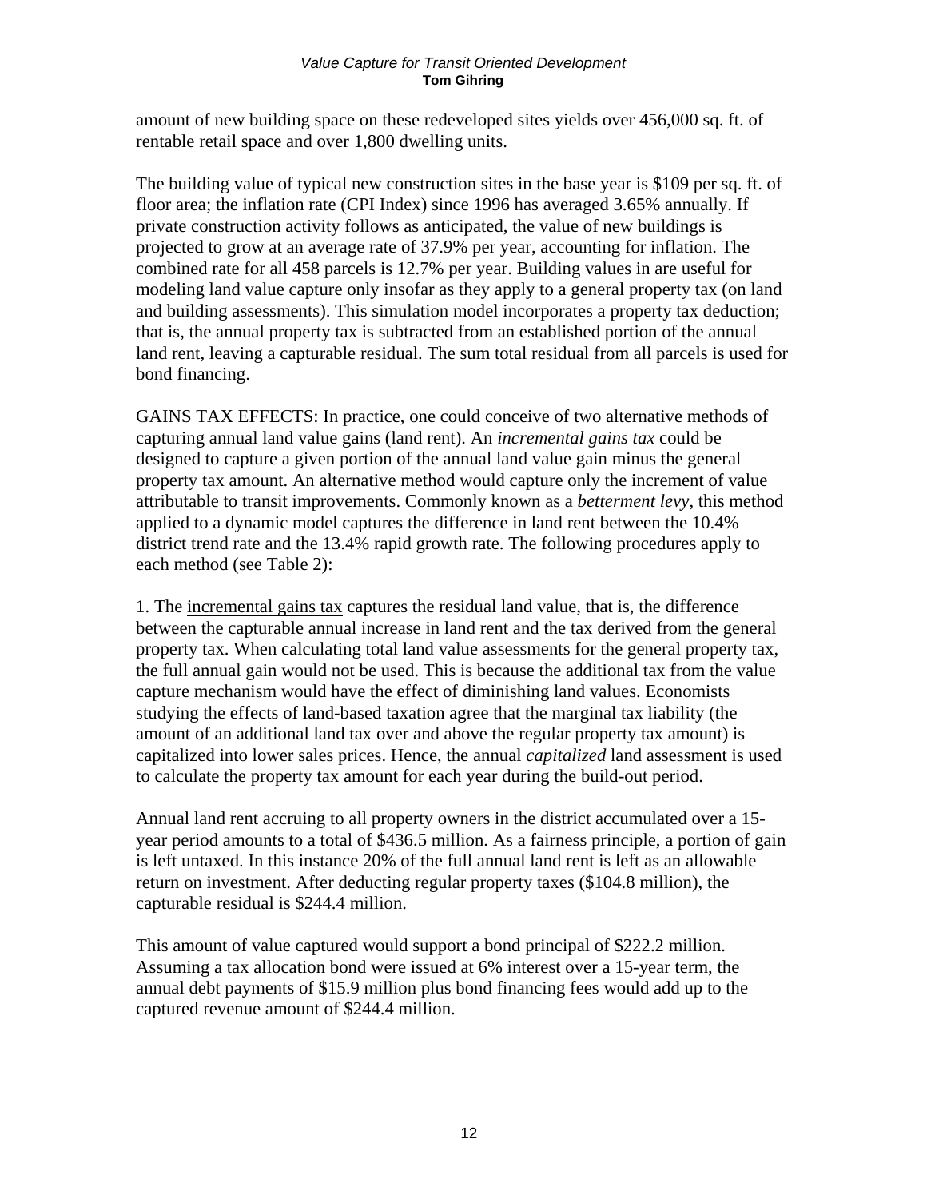amount of new building space on these redeveloped sites yields over 456,000 sq. ft. of rentable retail space and over 1,800 dwelling units.

The building value of typical new construction sites in the base year is $109 per sq. ft. of floor area; the inflation rate (CPI Index) since 1996 has averaged 3.65% annually. If private construction activity follows as anticipated, the value of new buildings is projected to grow at an average rate of 37.9% per year, accounting for inflation. The combined rate for all 458 parcels is 12.7% per year. Building values in are useful for modeling land value capture only insofar as they apply to a general property tax (on land and building assessments). This simulation model incorporates a property tax deduction; that is, the annual property tax is subtracted from an established portion of the annual land rent, leaving a capturable residual. The sum total residual from all parcels is used for bond financing.

GAINS TAX EFFECTS: In practice, one could conceive of two alternative methods of capturing annual land value gains (land rent). An *incremental gains tax* could be designed to capture a given portion of the annual land value gain minus the general property tax amount. An alternative method would capture only the increment of value attributable to transit improvements. Commonly known as a *betterment levy*, this method applied to a dynamic model captures the difference in land rent between the 10.4% district trend rate and the 13.4% rapid growth rate. The following procedures apply to each method (see Table 2):

1. The incremental gains tax captures the residual land value, that is, the difference between the capturable annual increase in land rent and the tax derived from the general property tax. When calculating total land value assessments for the general property tax, the full annual gain would not be used. This is because the additional tax from the value capture mechanism would have the effect of diminishing land values. Economists studying the effects of land-based taxation agree that the marginal tax liability (the amount of an additional land tax over and above the regular property tax amount) is capitalized into lower sales prices. Hence, the annual *capitalized* land assessment is used to calculate the property tax amount for each year during the build-out period.

Annual land rent accruing to all property owners in the district accumulated over a 15-year period amounts to a total of $436.5 million. As a fairness principle, a portion of gain is left untaxed. In this instance 20% of the full annual land rent is left as an allowable return on investment. After deducting regular property taxes ($104.8 million), the capturable residual is $244.4 million.

This amount of value captured would support a bond principal of $222.2 million. Assuming a tax allocation bond were issued at 6% interest over a 15-year term, the annual debt payments of $15.9 million plus bond financing fees would add up to the captured revenue amount of $244.4 million.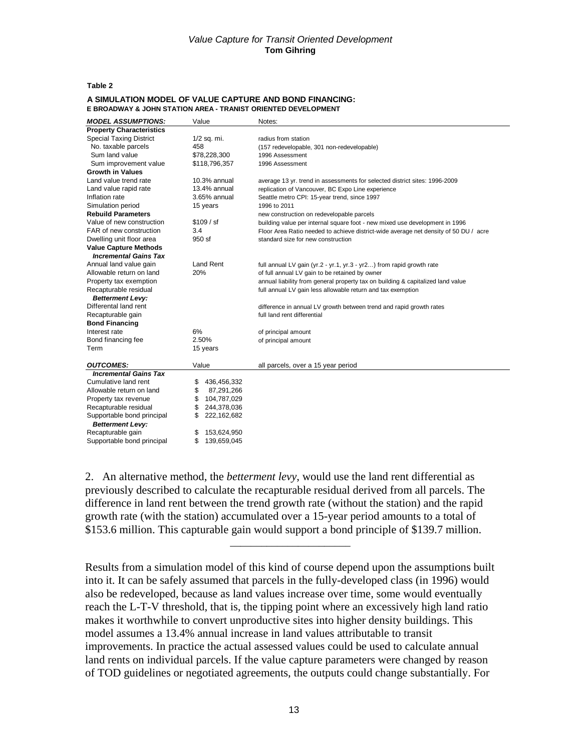**Table 2**

**A SIMULATION MODEL OF VALUE CAPTURE AND BOND FINANCING:**
**E BROADWAY & JOHN STATION AREA - TRANIST ORIENTED DEVELOPMENT**

| ***MODEL ASSUMPTIONS:*** | Value | Notes: |
|---|---|---|
| **Property Characteristics** | | |
| Special Taxing District | 1/2 sq. mi. | radius from station |
| No. taxable parcels | 458 | (157 redevelopable, 301 non-redevelopable) |
| Sum land value | $78,228,300 | 1996 Assessment |
| Sum improvement value | $118,796,357 | 1996 Assessment |
| **Growth in Values** | | |
| Land value trend rate | 10.3% annual | average 13 yr. trend in assessments for selected district sites: 1996-2009 |
| Land value rapid rate | 13.4% annual | replication of Vancouver, BC Expo Line experience |
| Inflation rate | 3.65% annual | Seattle metro CPI: 15-year trend, since 1997 |
| Simulation period | 15 years | 1996 to 2011 |
| **Rebuild Parameters** | | new construction on redevelopable parcels |
| Value of new construction | $109 / sf | building value per internal square foot - new mixed use development in 1996 |
| FAR of new construction | 3.4 | Floor Area Ratio needed to achieve district-wide average net density of 50 DU / acre |
| Dwelling unit floor area | 950 sf | standard size for new construction |
| **Value Capture Methods** | | |
| ***Incremental Gains Tax*** | | |
| Annual land value gain | Land Rent | full annual LV gain (yr.2 - yr.1, yr.3 - yr2…) from rapid growth rate |
| Allowable return on land | 20% | of full annual LV gain to be retained by owner |
| Property tax exemption | | annual liability from general property tax on building & capitalized land value |
| Recapturable residual | | full annual LV gain less allowable return and tax exemption |
| ***Betterment Levy:*** | | |
| Differental land rent | | difference in annual LV growth between trend and rapid growth rates |
| Recapturable gain | | full land rent differential |
| **Bond Financing** | | |
| Interest rate | 6% | of principal amount |
| Bond financing fee | 2.50% | of principal amount |
| Term | 15 years | |
| | | |
| ***OUTCOMES:*** | Value | all parcels, over a 15 year period |
| ***Incremental Gains Tax*** | | |
| Cumulative land rent | $ 436,456,332 | |
| Allowable return on land | $ 87,291,266 | |
| Property tax revenue | $ 104,787,029 | |
| Recapturable residual | $ 244,378,036 | |
| Supportable bond principal | $ 222,162,682 | |
| ***Betterment Levy:*** | | |
| Recapturable gain | $ 153,624,950 | |
| Supportable bond principal | $ 139,659,045 | |

2. An alternative method, the *betterment levy*, would use the land rent differential as previously described to calculate the recapturable residual derived from all parcels. The difference in land rent between the trend growth rate (without the station) and the rapid growth rate (with the station) accumulated over a 15-year period amounts to a total of $153.6 million. This capturable gain would support a bond principle of $139.7 million.

---

Results from a simulation model of this kind of course depend upon the assumptions built into it. It can be safely assumed that parcels in the fully-developed class (in 1996) would also be redeveloped, because as land values increase over time, some would eventually reach the L-T-V threshold, that is, the tipping point where an excessively high land ratio makes it worthwhile to convert unproductive sites into higher density buildings. This model assumes a 13.4% annual increase in land values attributable to transit improvements. In practice the actual assessed values could be used to calculate annual land rents on individual parcels. If the value capture parameters were changed by reason of TOD guidelines or negotiated agreements, the outputs could change substantially. For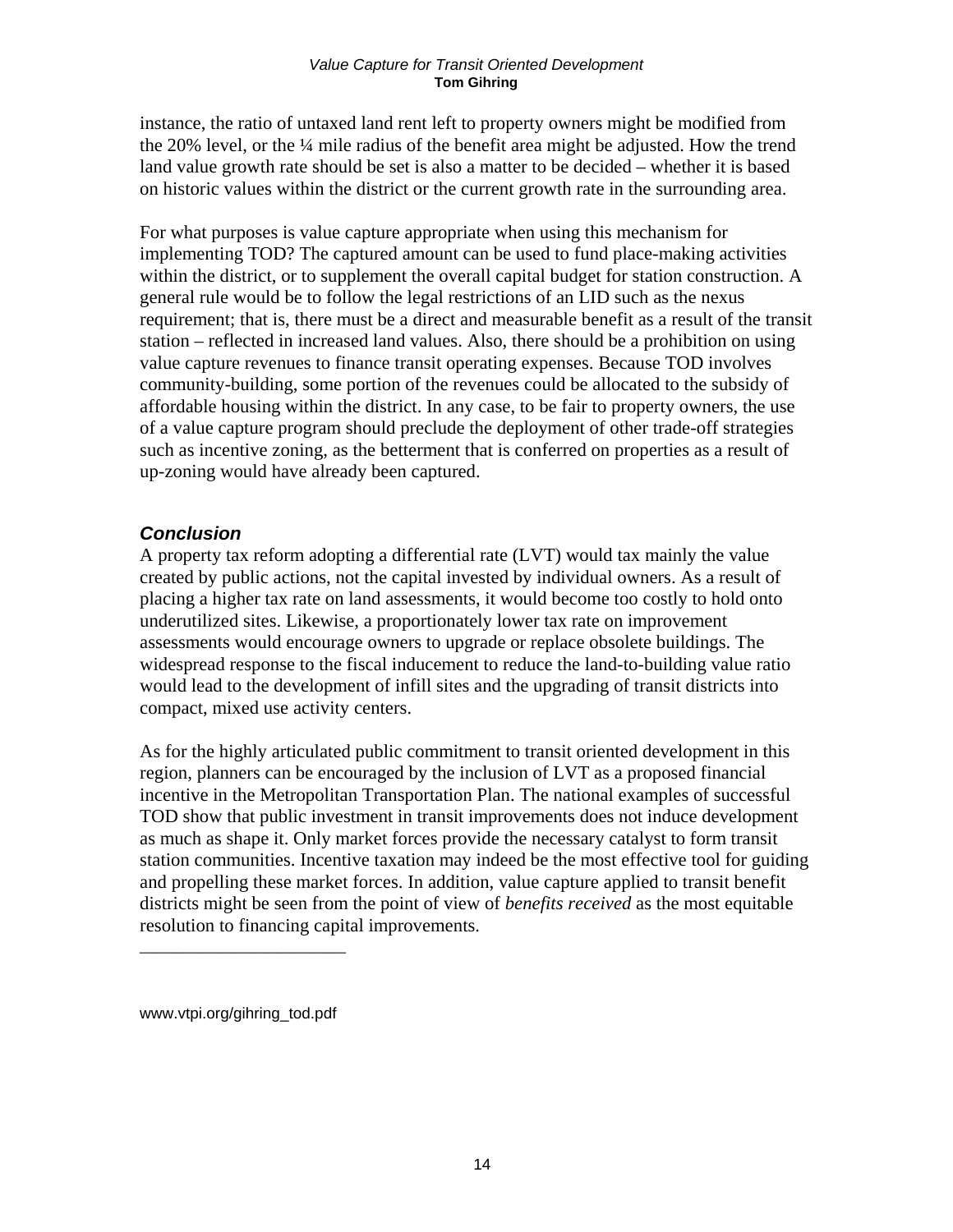instance, the ratio of untaxed land rent left to property owners might be modified from the 20% level, or the ¼ mile radius of the benefit area might be adjusted. How the trend land value growth rate should be set is also a matter to be decided – whether it is based on historic values within the district or the current growth rate in the surrounding area.

For what purposes is value capture appropriate when using this mechanism for implementing TOD? The captured amount can be used to fund place-making activities within the district, or to supplement the overall capital budget for station construction. A general rule would be to follow the legal restrictions of an LID such as the nexus requirement; that is, there must be a direct and measurable benefit as a result of the transit station – reflected in increased land values. Also, there should be a prohibition on using value capture revenues to finance transit operating expenses. Because TOD involves community-building, some portion of the revenues could be allocated to the subsidy of affordable housing within the district. In any case, to be fair to property owners, the use of a value capture program should preclude the deployment of other trade-off strategies such as incentive zoning, as the betterment that is conferred on properties as a result of up-zoning would have already been captured.

### *Conclusion*

A property tax reform adopting a differential rate (LVT) would tax mainly the value created by public actions, not the capital invested by individual owners. As a result of placing a higher tax rate on land assessments, it would become too costly to hold onto underutilized sites. Likewise, a proportionately lower tax rate on improvement assessments would encourage owners to upgrade or replace obsolete buildings. The widespread response to the fiscal inducement to reduce the land-to-building value ratio would lead to the development of infill sites and the upgrading of transit districts into compact, mixed use activity centers.

As for the highly articulated public commitment to transit oriented development in this region, planners can be encouraged by the inclusion of LVT as a proposed financial incentive in the Metropolitan Transportation Plan. The national examples of successful TOD show that public investment in transit improvements does not induce development as much as shape it. Only market forces provide the necessary catalyst to form transit station communities. Incentive taxation may indeed be the most effective tool for guiding and propelling these market forces. In addition, value capture applied to transit benefit districts might be seen from the point of view of *benefits received* as the most equitable resolution to financing capital improvements.

---

www.vtpi.org/gihring_tod.pdf